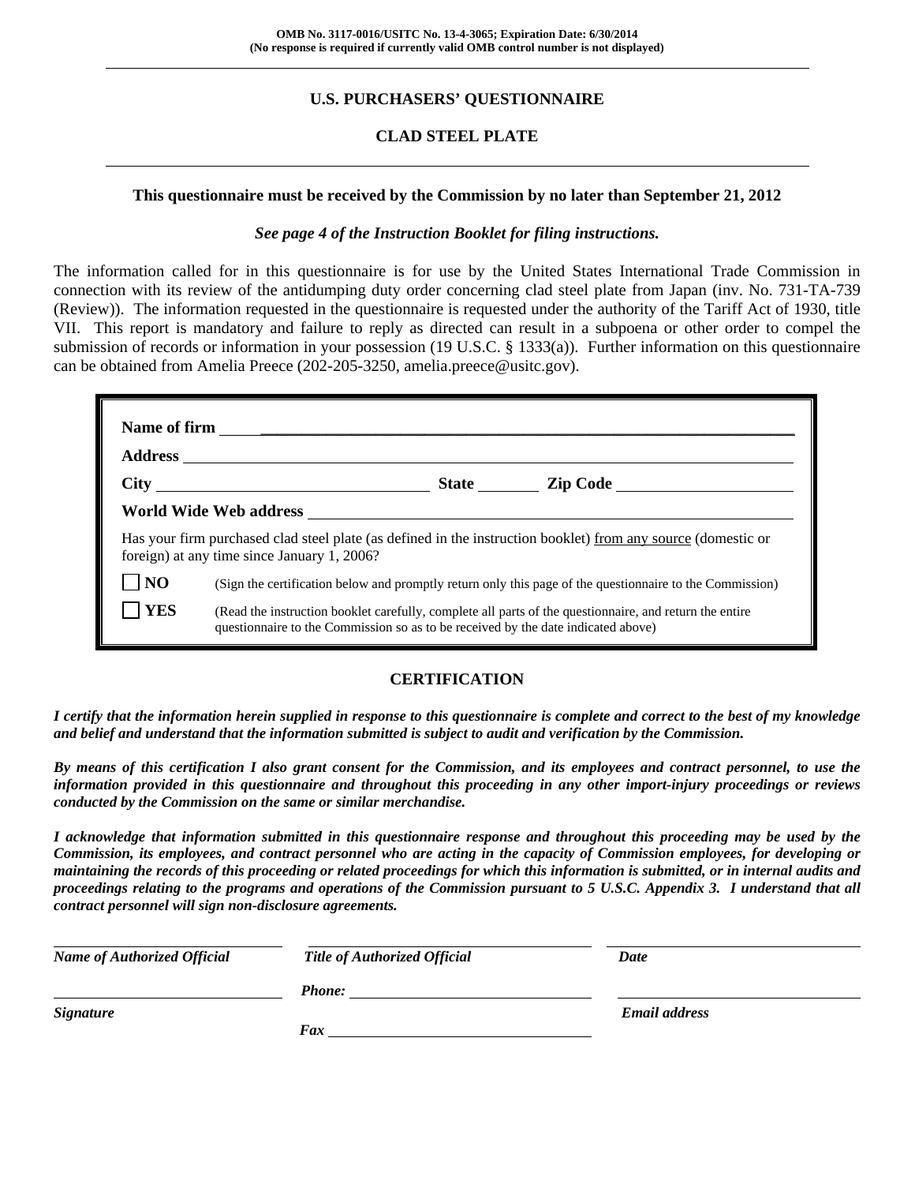**OMB No. 3117-0016/USITC No. 13-4-3065; Expiration Date: 6/30/2014**
**(No response is required if currently valid OMB control number is not displayed)**

## U.S. PURCHASERS' QUESTIONNAIRE

## CLAD STEEL PLATE

**This questionnaire must be received by the Commission by no later than September 21, 2012**

***See page 4 of the Instruction Booklet for filing instructions.***

The information called for in this questionnaire is for use by the United States International Trade Commission in connection with its review of the antidumping duty order concerning clad steel plate from Japan (inv. No. 731-TA-739 (Review)). The information requested in the questionnaire is requested under the authority of the Tariff Act of 1930, title VII. This report is mandatory and failure to reply as directed can result in a subpoena or other order to compel the submission of records or information in your possession (19 U.S.C. § 1333(a)). Further information on this questionnaire can be obtained from Amelia Preece (202-205-3250, amelia.preece@usitc.gov).

**Name of firm** ________________________________________

**Address** ________________________________________

**City** ____________________ **State** ________ **Zip Code** ____________________

**World Wide Web address** ________________________________________

Has your firm purchased clad steel plate (as defined in the instruction booklet) from any source (domestic or foreign) at any time since January 1, 2006?

☐ **NO** (Sign the certification below and promptly return only this page of the questionnaire to the Commission)

☐ **YES** (Read the instruction booklet carefully, complete all parts of the questionnaire, and return the entire questionnaire to the Commission so as to be received by the date indicated above)

## CERTIFICATION

***I certify that the information herein supplied in response to this questionnaire is complete and correct to the best of my knowledge and belief and understand that the information submitted is subject to audit and verification by the Commission.***

***By means of this certification I also grant consent for the Commission, and its employees and contract personnel, to use the information provided in this questionnaire and throughout this proceeding in any other import-injury proceedings or reviews conducted by the Commission on the same or similar merchandise.***

***I acknowledge that information submitted in this questionnaire response and throughout this proceeding may be used by the Commission, its employees, and contract personnel who are acting in the capacity of Commission employees, for developing or maintaining the records of this proceeding or related proceedings for which this information is submitted, or in internal audits and proceedings relating to the programs and operations of the Commission pursuant to 5 U.S.C. Appendix 3. I understand that all contract personnel will sign non-disclosure agreements.***

| ____________________ | ____________________ | ____________________ |
|---|---|---|
| ***Name of Authorized Official*** | ***Title of Authorized Official*** | ***Date*** |
| ____________________ | ***Phone:*** ____________________ | ____________________ |
| ***Signature*** | ***Fax*** ____________________ | ***Email address*** |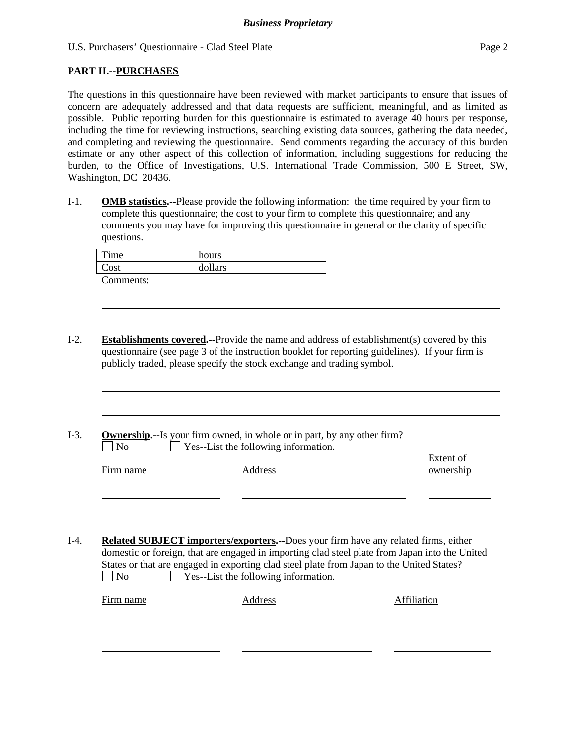## PART II.--PURCHASES

The questions in this questionnaire have been reviewed with market participants to ensure that issues of concern are adequately addressed and that data requests are sufficient, meaningful, and as limited as possible. Public reporting burden for this questionnaire is estimated to average 40 hours per response, including the time for reviewing instructions, searching existing data sources, gathering the data needed, and completing and reviewing the questionnaire. Send comments regarding the accuracy of this burden estimate or any other aspect of this collection of information, including suggestions for reducing the burden, to the Office of Investigations, U.S. International Trade Commission, 500 E Street, SW, Washington, DC 20436.

I-1. **OMB statistics.**--Please provide the following information: the time required by your firm to complete this questionnaire; the cost to your firm to complete this questionnaire; and any comments you may have for improving this questionnaire in general or the clarity of specific questions.

| Time | hours |
|---|---|
| Cost | dollars |

Comments: ______________________________________________

______________________________________________

I-2. **Establishments covered.**--Provide the name and address of establishment(s) covered by this questionnaire (see page 3 of the instruction booklet for reporting guidelines). If your firm is publicly traded, please specify the stock exchange and trading symbol.

______________________________________________

______________________________________________

I-3. **Ownership.**--Is your firm owned, in whole or in part, by any other firm?
☐ No ☐ Yes--List the following information.

| Firm name | Address | Extent of ownership |
|---|---|---|
| | | |
| | | |

I-4. **Related SUBJECT importers/exporters.**--Does your firm have any related firms, either domestic or foreign, that are engaged in importing clad steel plate from Japan into the United States or that are engaged in exporting clad steel plate from Japan to the United States?
☐ No ☐ Yes--List the following information.

| Firm name | Address | Affiliation |
|---|---|---|
| | | |
| | | |
| | | |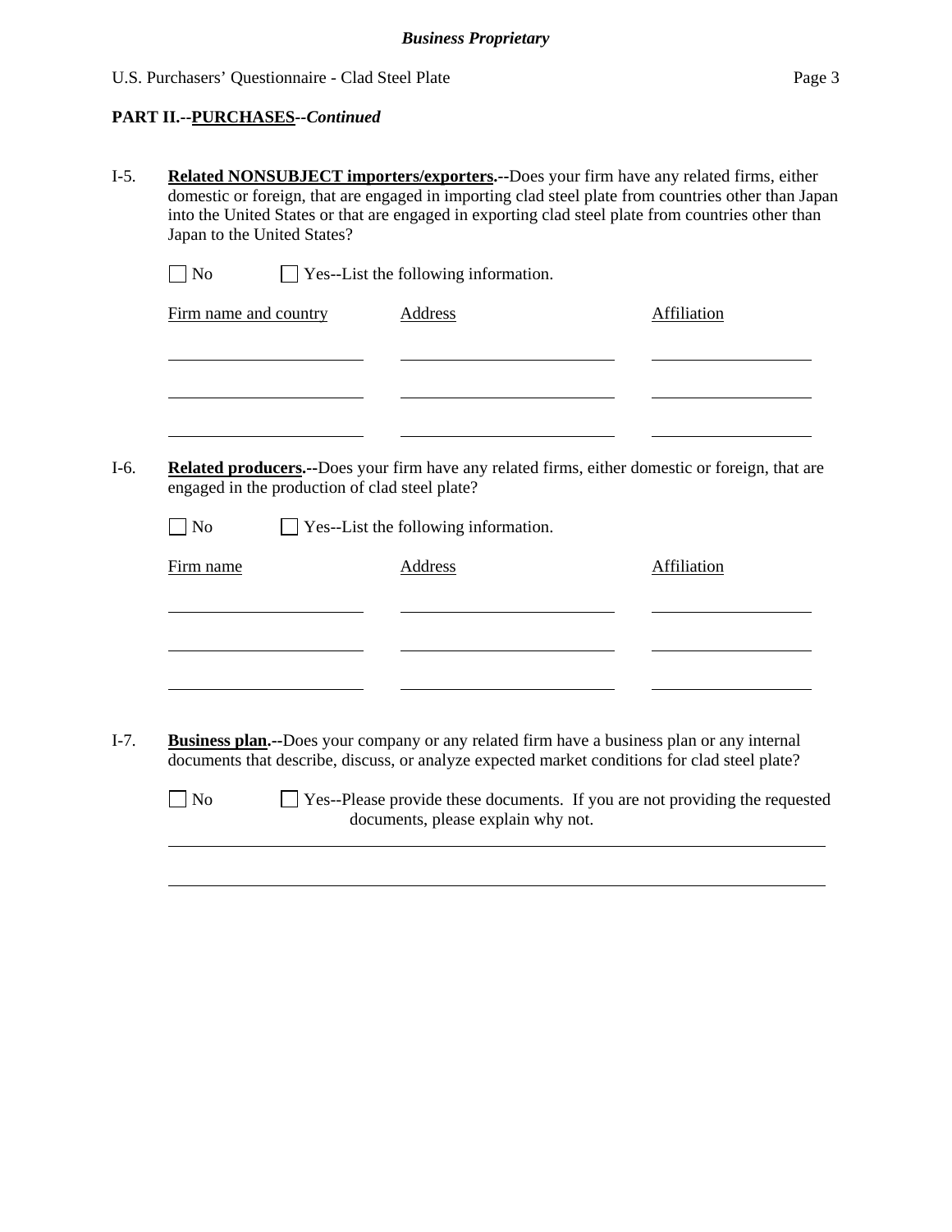**PART II.--PURCHASES--*Continued***

I-5. **Related NONSUBJECT importers/exporters.--**Does your firm have any related firms, either domestic or foreign, that are engaged in importing clad steel plate from countries other than Japan into the United States or that are engaged in exporting clad steel plate from countries other than Japan to the United States?

☐ No ☐ Yes--List the following information.

| Firm name and country | Address | Affiliation |
| --- | --- | --- |
| | | |
| | | |
| | | |

I-6. **Related producers.--**Does your firm have any related firms, either domestic or foreign, that are engaged in the production of clad steel plate?

☐ No ☐ Yes--List the following information.

| Firm name | Address | Affiliation |
| --- | --- | --- |
| | | |
| | | |
| | | |

I-7. **Business plan.--**Does your company or any related firm have a business plan or any internal documents that describe, discuss, or analyze expected market conditions for clad steel plate?

☐ No ☐ Yes--Please provide these documents. If you are not providing the requested documents, please explain why not.

\_\_\_\_\_\_\_\_\_\_\_\_\_\_\_\_\_\_\_\_\_\_\_\_\_\_\_\_\_\_\_\_\_\_\_\_\_\_\_\_\_\_\_\_\_\_\_\_\_\_\_\_\_\_\_\_\_\_\_\_

\_\_\_\_\_\_\_\_\_\_\_\_\_\_\_\_\_\_\_\_\_\_\_\_\_\_\_\_\_\_\_\_\_\_\_\_\_\_\_\_\_\_\_\_\_\_\_\_\_\_\_\_\_\_\_\_\_\_\_\_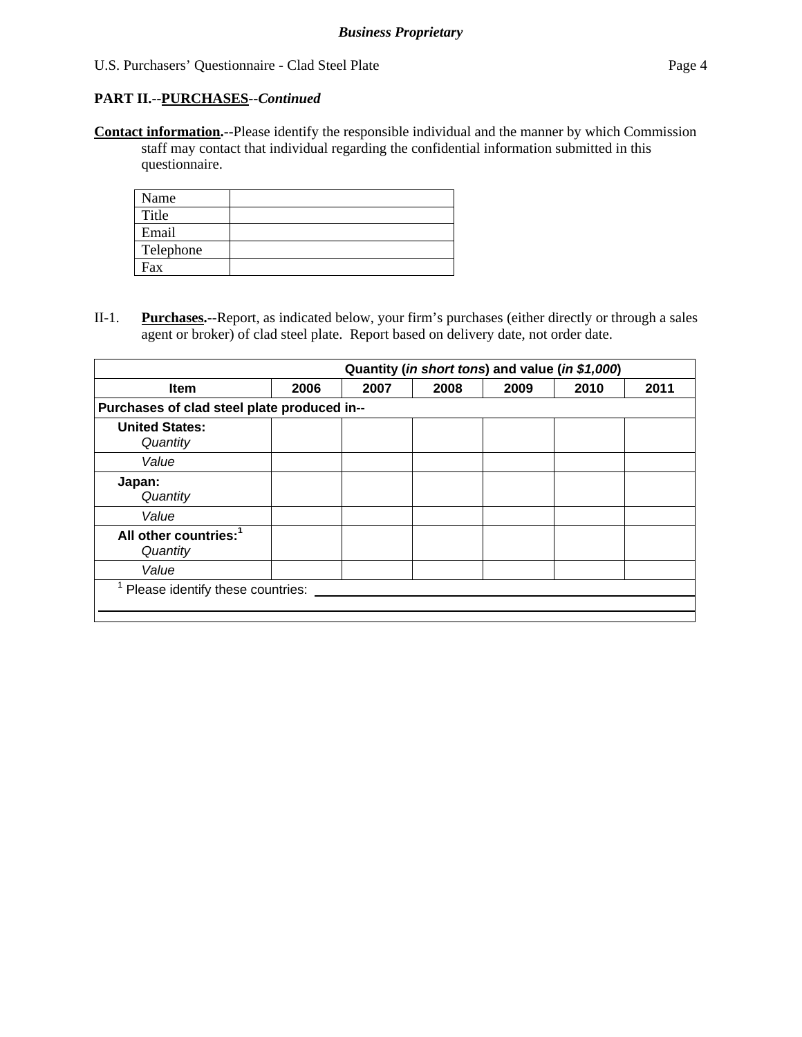**PART II.--PURCHASES--*Continued***

**Contact information.**--Please identify the responsible individual and the manner by which Commission staff may contact that individual regarding the confidential information submitted in this questionnaire.

| | |
|---|---|
| Name | |
| Title | |
| Email | |
| Telephone | |
| Fax | |

II-1. **Purchases.**--Report, as indicated below, your firm's purchases (either directly or through a sales agent or broker) of clad steel plate. Report based on delivery date, not order date.

| Quantity (*in short tons*) and value (*in $1,000*) | | | | | | |
|---|---|---|---|---|---|---|
| **Item** | **2006** | **2007** | **2008** | **2009** | **2010** | **2011** |
| **Purchases of clad steel plate produced in--** | | | | | | |
| **United States:** *Quantity* | | | | | | |
| *Value* | | | | | | |
| **Japan:** *Quantity* | | | | | | |
| *Value* | | | | | | |
| **All other countries:[1]** *Quantity* | | | | | | |
| *Value* | | | | | | |

[1] Please identify these countries: ______________________________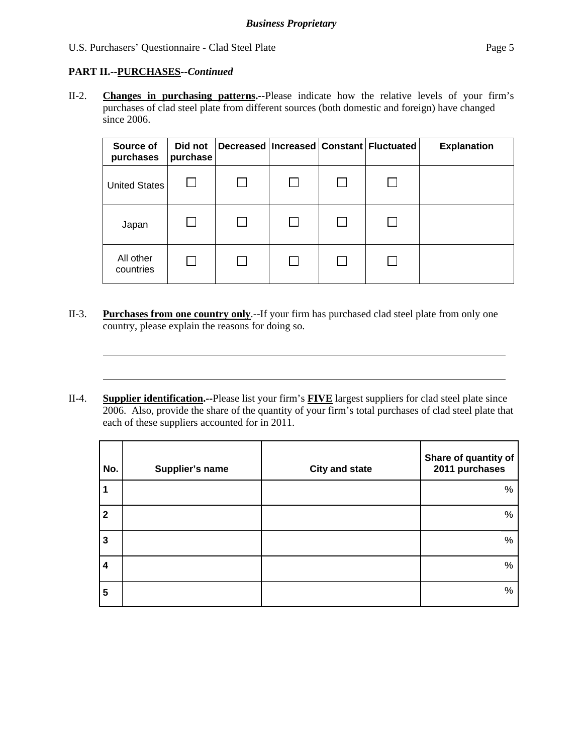**PART II.--PURCHASES--*Continued***

II-2. **Changes in purchasing patterns.--**Please indicate how the relative levels of your firm's purchases of clad steel plate from different sources (both domestic and foreign) have changed since 2006.

| Source of purchases | Did not purchase | Decreased | Increased | Constant | Fluctuated | Explanation |
|---|---|---|---|---|---|---|
| United States | ☐ | ☐ | ☐ | ☐ | ☐ | |
| Japan | ☐ | ☐ | ☐ | ☐ | ☐ | |
| All other countries | ☐ | ☐ | ☐ | ☐ | ☐ | |

II-3. **Purchases from one country only**.--If your firm has purchased clad steel plate from only one country, please explain the reasons for doing so.

______________________________________________________________________

______________________________________________________________________

II-4. **Supplier identification.--**Please list your firm's **FIVE** largest suppliers for clad steel plate since 2006. Also, provide the share of the quantity of your firm's total purchases of clad steel plate that each of these suppliers accounted for in 2011.

| No. | Supplier's name | City and state | Share of quantity of 2011 purchases |
|---|---|---|---|
| 1 | | | % |
| 2 | | | % |
| 3 | | | % |
| 4 | | | % |
| 5 | | | % |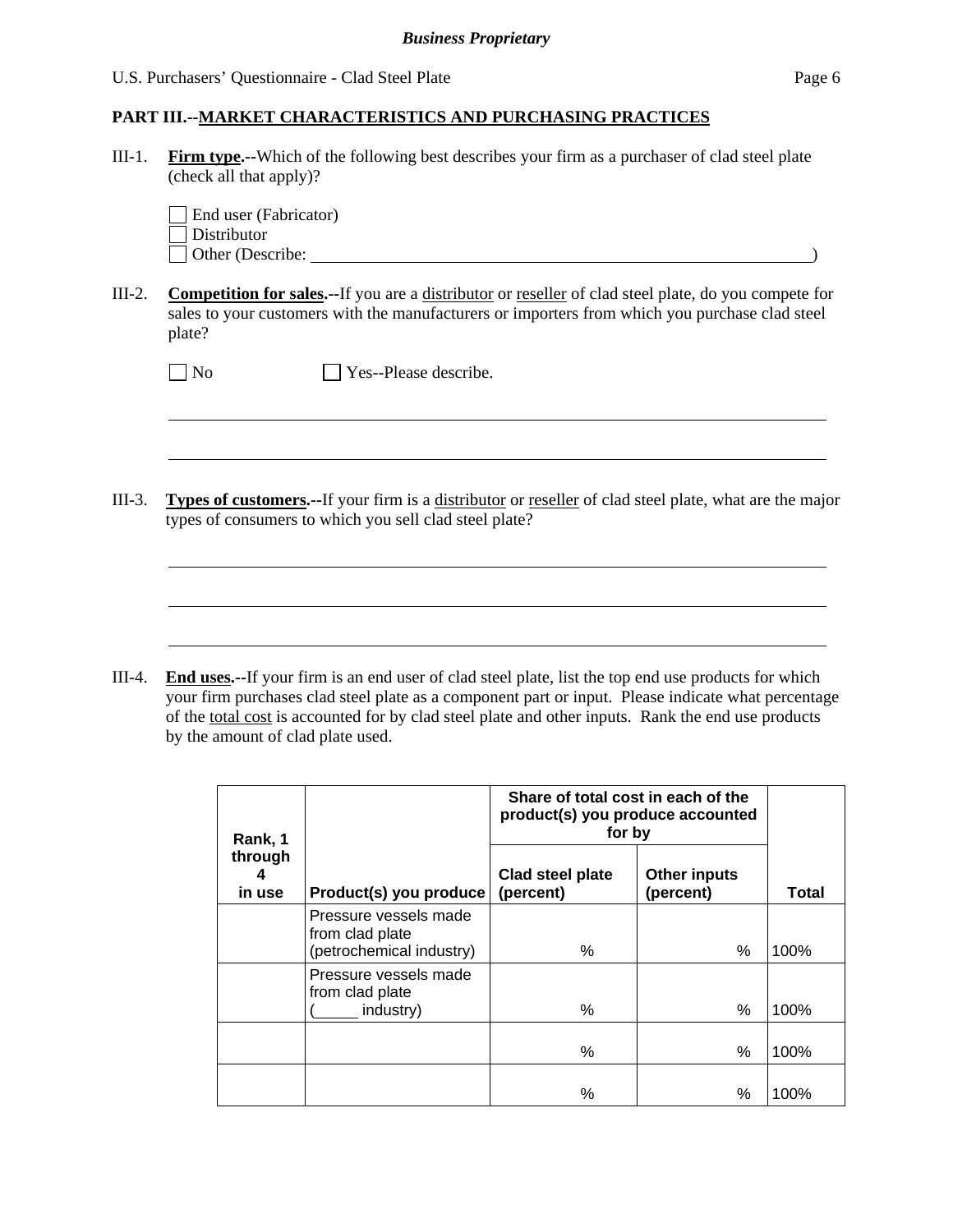## PART III.--MARKET CHARACTERISTICS AND PURCHASING PRACTICES

III-1. **Firm type.**--Which of the following best describes your firm as a purchaser of clad steel plate (check all that apply)?

☐ End user (Fabricator)
☐ Distributor
☐ Other (Describe: ______________________________________________________________)

III-2. **Competition for sales.**--If you are a distributor or reseller of clad steel plate, do you compete for sales to your customers with the manufacturers or importers from which you purchase clad steel plate?

☐ No ☐ Yes--Please describe.

______________________________________________________________________________

______________________________________________________________________________

III-3. **Types of customers.**--If your firm is a distributor or reseller of clad steel plate, what are the major types of consumers to which you sell clad steel plate?

______________________________________________________________________________

______________________________________________________________________________

______________________________________________________________________________

III-4. **End uses.**--If your firm is an end user of clad steel plate, list the top end use products for which your firm purchases clad steel plate as a component part or input. Please indicate what percentage of the total cost is accounted for by clad steel plate and other inputs. Rank the end use products by the amount of clad plate used.

| Rank, 1 through 4 in use | Product(s) you produce | Share of total cost in each of the product(s) you produce accounted for by | | Total |
|---|---|---|---|---|
| | | Clad steel plate (percent) | Other inputs (percent) | |
| | Pressure vessels made from clad plate (petrochemical industry) | % | % | 100% |
| | Pressure vessels made from clad plate (_____ industry) | % | % | 100% |
| | | % | % | 100% |
| | | % | % | 100% |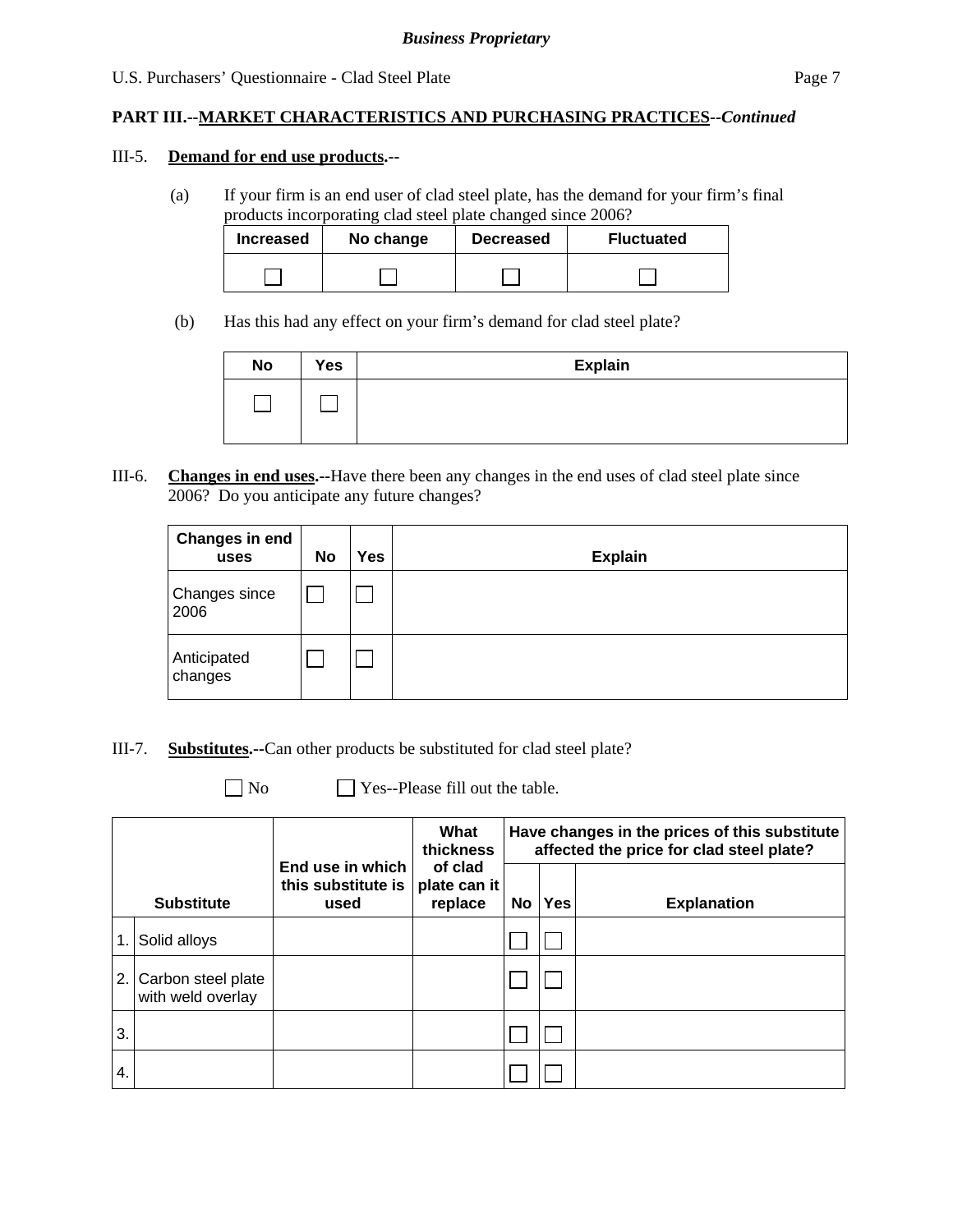**PART III.--MARKET CHARACTERISTICS AND PURCHASING PRACTICES--*Continued***

III-5. **Demand for end use products.--**

(a) If your firm is an end user of clad steel plate, has the demand for your firm's final products incorporating clad steel plate changed since 2006?

| Increased | No change | Decreased | Fluctuated |
|---|---|---|---|
| ☐ | ☐ | ☐ | ☐ |

(b) Has this had any effect on your firm's demand for clad steel plate?

| No | Yes | Explain |
|---|---|---|
| ☐ | ☐ | |

III-6. **Changes in end uses.--**Have there been any changes in the end uses of clad steel plate since 2006? Do you anticipate any future changes?

| Changes in end uses | No | Yes | Explain |
|---|---|---|---|
| Changes since 2006 | ☐ | ☐ | |
| Anticipated changes | ☐ | ☐ | |

III-7. **Substitutes.--**Can other products be substituted for clad steel plate?

☐ No ☐ Yes--Please fill out the table.

| | Substitute | End use in which this substitute is used | What thickness of clad plate can it replace | Have changes in the prices of this substitute affected the price for clad steel plate? | | |
|---|---|---|---|---|---|---|
| | | | | No | Yes | Explanation |
| 1. | Solid alloys | | | ☐ | ☐ | |
| 2. | Carbon steel plate with weld overlay | | | ☐ | ☐ | |
| 3. | | | | ☐ | ☐ | |
| 4. | | | | ☐ | ☐ | |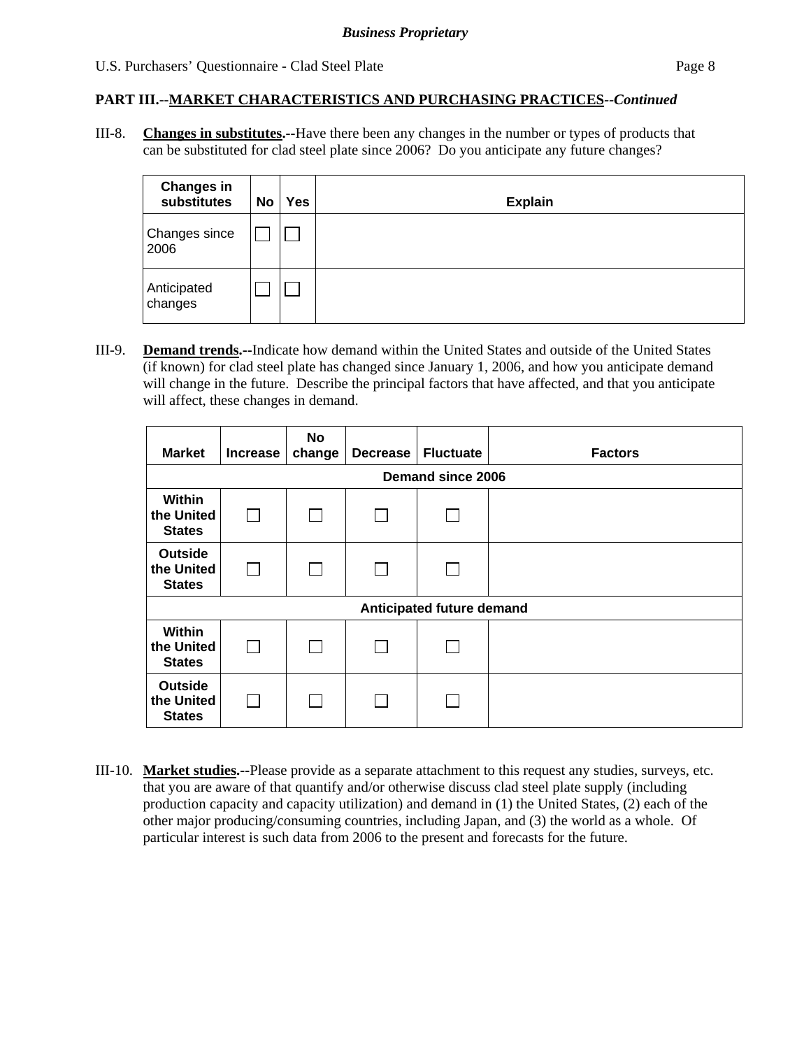**PART III.--MARKET CHARACTERISTICS AND PURCHASING PRACTICES--*Continued***

III-8. **Changes in substitutes.--**Have there been any changes in the number or types of products that can be substituted for clad steel plate since 2006? Do you anticipate any future changes?

| Changes in substitutes | No | Yes | Explain |
|---|---|---|---|
| Changes since 2006 | ☐ | ☐ | |
| Anticipated changes | ☐ | ☐ | |

III-9. **Demand trends.--**Indicate how demand within the United States and outside of the United States (if known) for clad steel plate has changed since January 1, 2006, and how you anticipate demand will change in the future. Describe the principal factors that have affected, and that you anticipate will affect, these changes in demand.

| Market | Increase | No change | Decrease | Fluctuate | Factors |
|---|---|---|---|---|---|
| **Demand since 2006** | | | | | |
| **Within the United States** | ☐ | ☐ | ☐ | ☐ | |
| **Outside the United States** | ☐ | ☐ | ☐ | ☐ | |
| **Anticipated future demand** | | | | | |
| **Within the United States** | ☐ | ☐ | ☐ | ☐ | |
| **Outside the United States** | ☐ | ☐ | ☐ | ☐ | |

III-10. **Market studies.--**Please provide as a separate attachment to this request any studies, surveys, etc. that you are aware of that quantify and/or otherwise discuss clad steel plate supply (including production capacity and capacity utilization) and demand in (1) the United States, (2) each of the other major producing/consuming countries, including Japan, and (3) the world as a whole. Of particular interest is such data from 2006 to the present and forecasts for the future.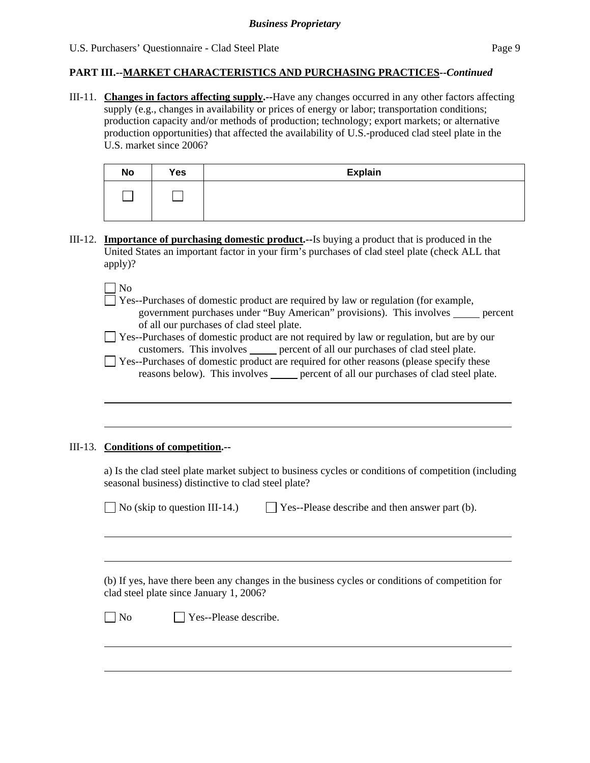**PART III.--MARKET CHARACTERISTICS AND PURCHASING PRACTICES--*Continued***

III-11. **Changes in factors affecting supply.--**Have any changes occurred in any other factors affecting supply (e.g., changes in availability or prices of energy or labor; transportation conditions; production capacity and/or methods of production; technology; export markets; or alternative production opportunities) that affected the availability of U.S.-produced clad steel plate in the U.S. market since 2006?

| No | Yes | Explain |
|---|---|---|
| ☐ | ☐ | |

III-12. **Importance of purchasing domestic product.--**Is buying a product that is produced in the United States an important factor in your firm's purchases of clad steel plate (check ALL that apply)?

☐ No

☐ Yes--Purchases of domestic product are required by law or regulation (for example, government purchases under "Buy American" provisions). This involves _____ percent of all our purchases of clad steel plate.

☐ Yes--Purchases of domestic product are not required by law or regulation, but are by our customers. This involves _____ percent of all our purchases of clad steel plate.

☐ Yes--Purchases of domestic product are required for other reasons (please specify these reasons below). This involves _____ percent of all our purchases of clad steel plate.

______________________________________________________________________________

______________________________________________________________________________

III-13. **Conditions of competition.--**

a) Is the clad steel plate market subject to business cycles or conditions of competition (including seasonal business) distinctive to clad steel plate?

☐ No (skip to question III-14.)  ☐ Yes--Please describe and then answer part (b).

______________________________________________________________________________

______________________________________________________________________________

(b) If yes, have there been any changes in the business cycles or conditions of competition for clad steel plate since January 1, 2006?

☐ No  ☐ Yes--Please describe.

______________________________________________________________________________

______________________________________________________________________________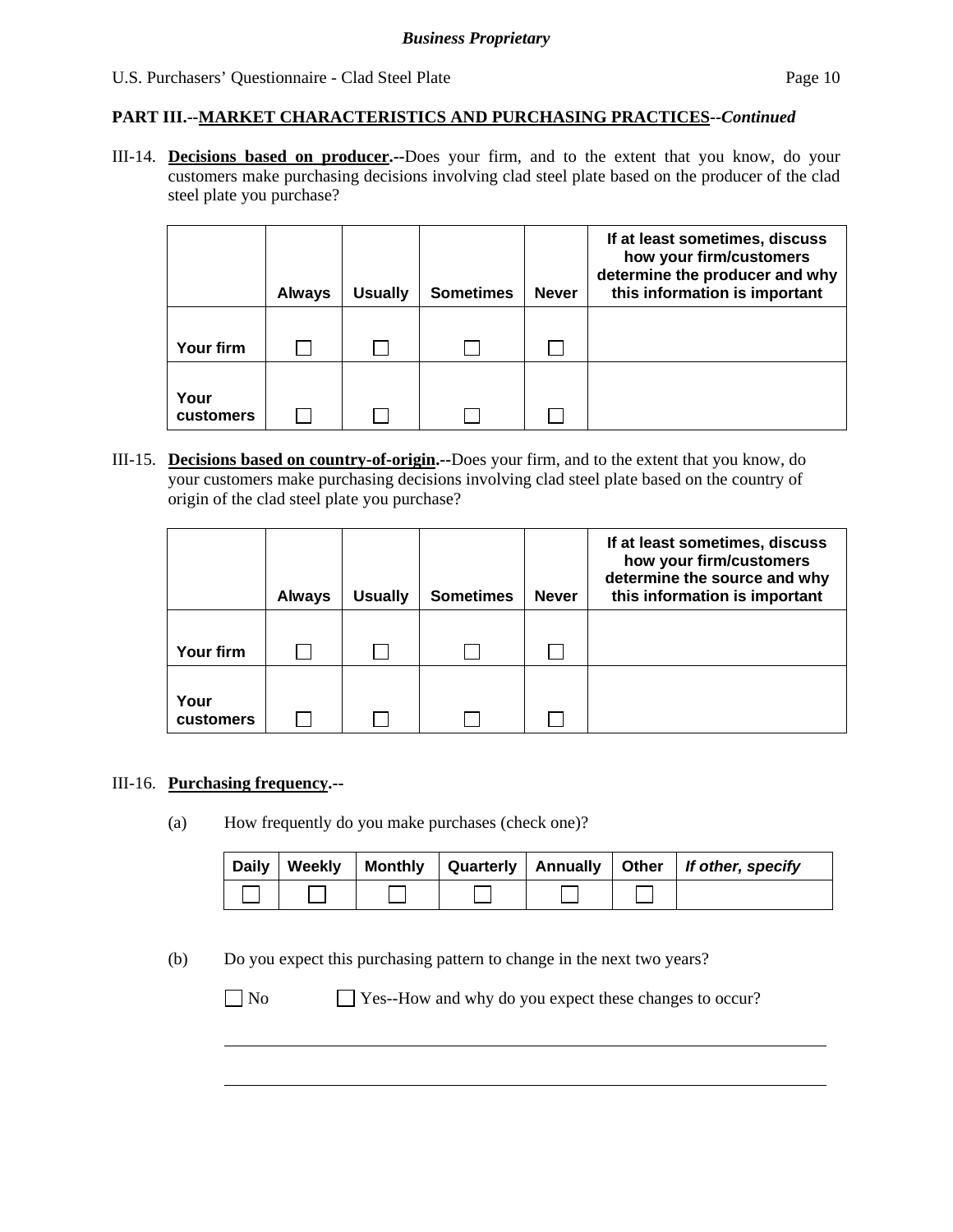**PART III.--MARKET CHARACTERISTICS AND PURCHASING PRACTICES--*Continued***

III-14. **Decisions based on producer.--**Does your firm, and to the extent that you know, do your customers make purchasing decisions involving clad steel plate based on the producer of the clad steel plate you purchase?

| | Always | Usually | Sometimes | Never | If at least sometimes, discuss how your firm/customers determine the producer and why this information is important |
|---|---|---|---|---|---|
| Your firm | ☐ | ☐ | ☐ | ☐ | |
| Your customers | ☐ | ☐ | ☐ | ☐ | |

III-15. **Decisions based on country-of-origin.--**Does your firm, and to the extent that you know, do your customers make purchasing decisions involving clad steel plate based on the country of origin of the clad steel plate you purchase?

| | Always | Usually | Sometimes | Never | If at least sometimes, discuss how your firm/customers determine the source and why this information is important |
|---|---|---|---|---|---|
| Your firm | ☐ | ☐ | ☐ | ☐ | |
| Your customers | ☐ | ☐ | ☐ | ☐ | |

III-16. **Purchasing frequency.--**

(a) How frequently do you make purchases (check one)?

| Daily | Weekly | Monthly | Quarterly | Annually | Other | *If other, specify* |
|---|---|---|---|---|---|---|
| ☐ | ☐ | ☐ | ☐ | ☐ | ☐ | |

(b) Do you expect this purchasing pattern to change in the next two years?

☐ No ☐ Yes--How and why do you expect these changes to occur?

______________________________________________________________________

______________________________________________________________________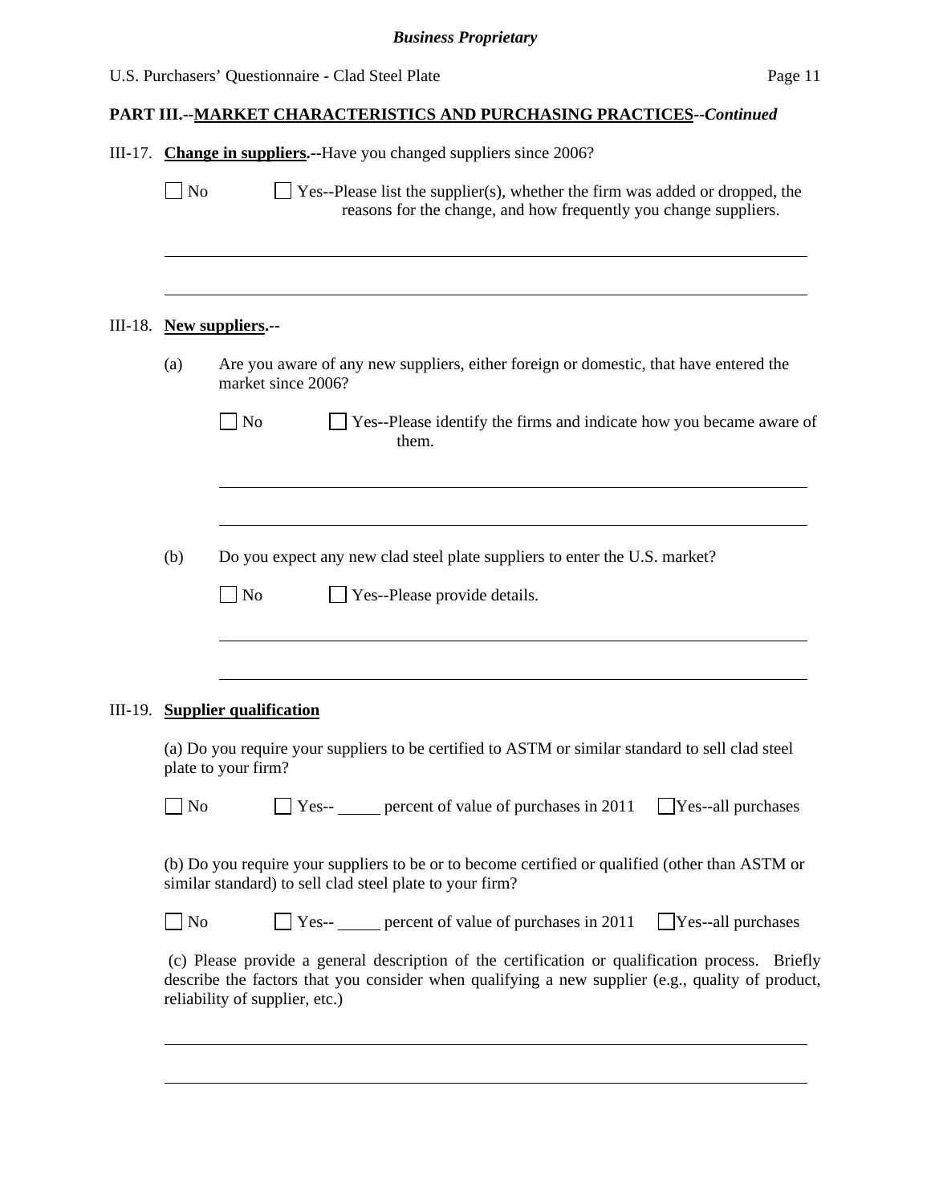**PART III.--MARKET CHARACTERISTICS AND PURCHASING PRACTICES--*Continued***

III-17. **Change in suppliers.--**Have you changed suppliers since 2006?

☐ No ☐ Yes--Please list the supplier(s), whether the firm was added or dropped, the reasons for the change, and how frequently you change suppliers.

______________________________________________________________________

______________________________________________________________________

III-18. **New suppliers.--**

(a) Are you aware of any new suppliers, either foreign or domestic, that have entered the market since 2006?

☐ No ☐ Yes--Please identify the firms and indicate how you became aware of them.

______________________________________________________________________

______________________________________________________________________

(b) Do you expect any new clad steel plate suppliers to enter the U.S. market?

☐ No ☐ Yes--Please provide details.

______________________________________________________________________

______________________________________________________________________

III-19. **Supplier qualification**

(a) Do you require your suppliers to be certified to ASTM or similar standard to sell clad steel plate to your firm?

☐ No ☐ Yes-- _____ percent of value of purchases in 2011 ☐ Yes--all purchases

(b) Do you require your suppliers to be or to become certified or qualified (other than ASTM or similar standard) to sell clad steel plate to your firm?

☐ No ☐ Yes-- _____ percent of value of purchases in 2011 ☐ Yes--all purchases

(c) Please provide a general description of the certification or qualification process. Briefly describe the factors that you consider when qualifying a new supplier (e.g., quality of product, reliability of supplier, etc.)

______________________________________________________________________

______________________________________________________________________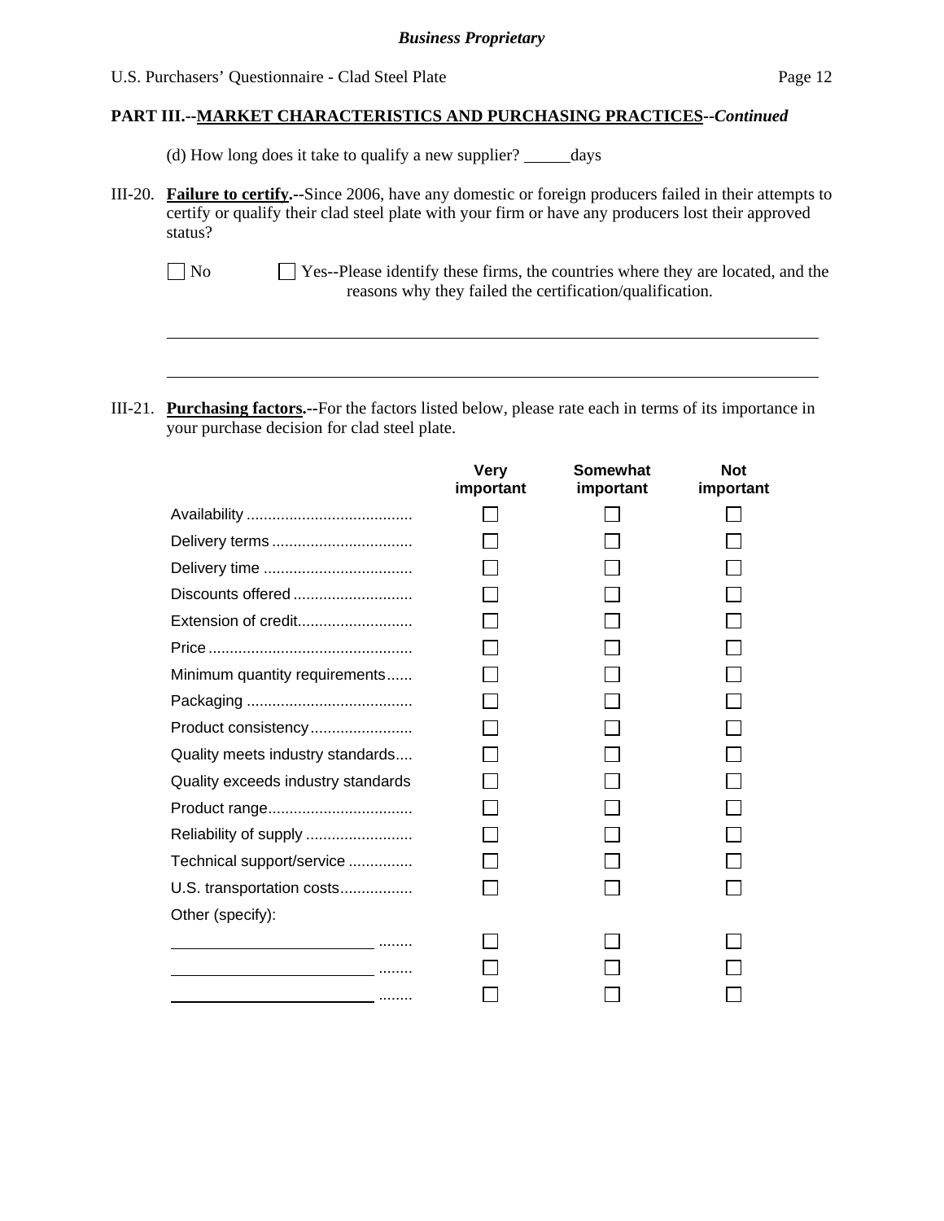**PART III.--MARKET CHARACTERISTICS AND PURCHASING PRACTICES--*Continued***

(d) How long does it take to qualify a new supplier? ______days

III-20. **Failure to certify.--**Since 2006, have any domestic or foreign producers failed in their attempts to certify or qualify their clad steel plate with your firm or have any producers lost their approved status?

☐ No ☐ Yes--Please identify these firms, the countries where they are located, and the reasons why they failed the certification/qualification.

______________________________________________________________________________

______________________________________________________________________________

III-21. **Purchasing factors.--**For the factors listed below, please rate each in terms of its importance in your purchase decision for clad steel plate.

| | Very important | Somewhat important | Not important |
|---|---|---|---|
| Availability | ☐ | ☐ | ☐ |
| Delivery terms | ☐ | ☐ | ☐ |
| Delivery time | ☐ | ☐ | ☐ |
| Discounts offered | ☐ | ☐ | ☐ |
| Extension of credit | ☐ | ☐ | ☐ |
| Price | ☐ | ☐ | ☐ |
| Minimum quantity requirements | ☐ | ☐ | ☐ |
| Packaging | ☐ | ☐ | ☐ |
| Product consistency | ☐ | ☐ | ☐ |
| Quality meets industry standards | ☐ | ☐ | ☐ |
| Quality exceeds industry standards | ☐ | ☐ | ☐ |
| Product range | ☐ | ☐ | ☐ |
| Reliability of supply | ☐ | ☐ | ☐ |
| Technical support/service | ☐ | ☐ | ☐ |
| U.S. transportation costs | ☐ | ☐ | ☐ |
| Other (specify): | | | |
| ____________________ | ☐ | ☐ | ☐ |
| ____________________ | ☐ | ☐ | ☐ |
| ____________________ | ☐ | ☐ | ☐ |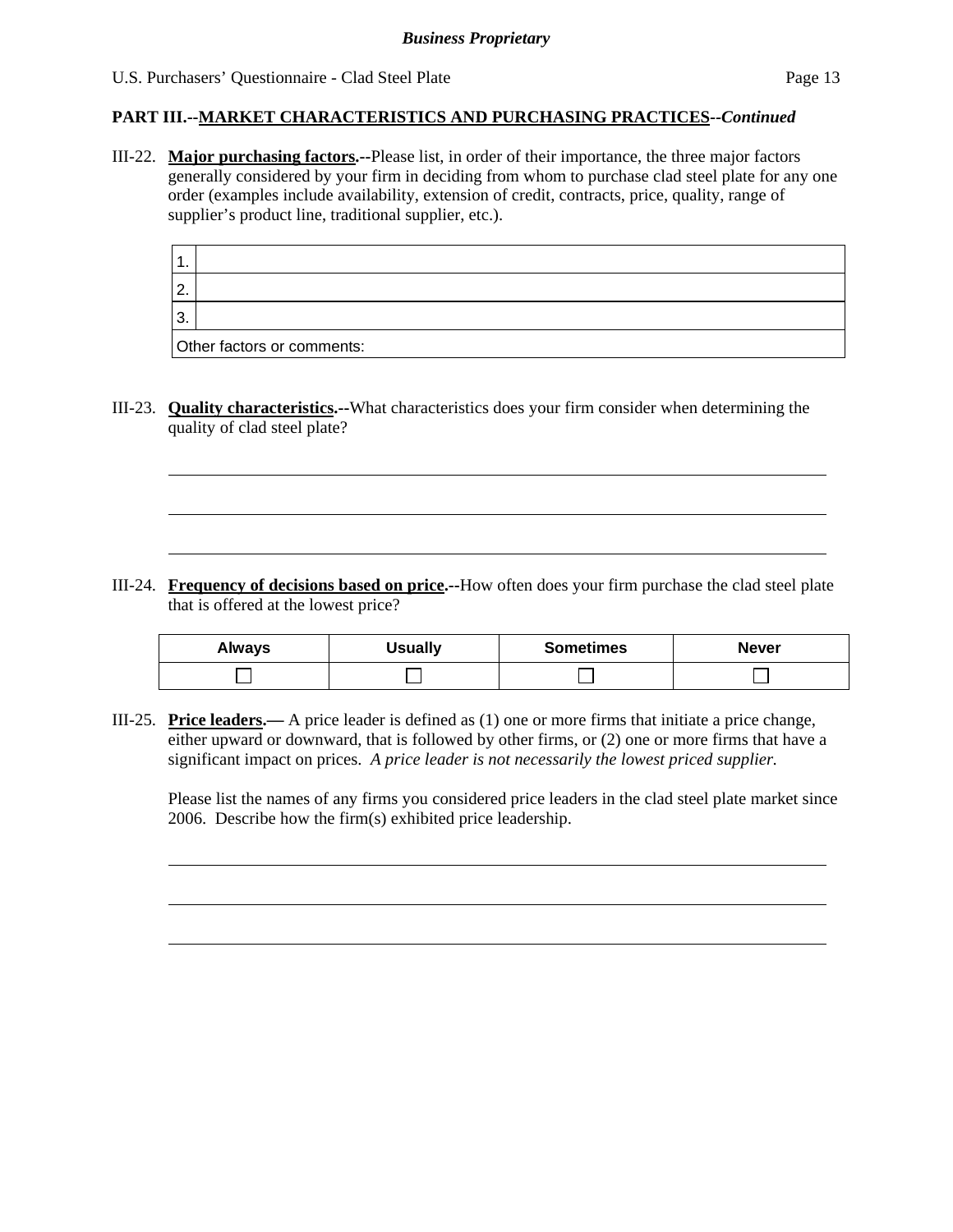**PART III.--MARKET CHARACTERISTICS AND PURCHASING PRACTICES--*Continued***

III-22. **Major purchasing factors.**--Please list, in order of their importance, the three major factors generally considered by your firm in deciding from whom to purchase clad steel plate for any one order (examples include availability, extension of credit, contracts, price, quality, range of supplier's product line, traditional supplier, etc.).

| | |
|---|---|
| 1. | |
| 2. | |
| 3. | |
| Other factors or comments: | |

III-23. **Quality characteristics.**--What characteristics does your firm consider when determining the quality of clad steel plate?

______________________________________________________________________

______________________________________________________________________

______________________________________________________________________

III-24. **Frequency of decisions based on price.**--How often does your firm purchase the clad steel plate that is offered at the lowest price?

| Always | Usually | Sometimes | Never |
|---|---|---|---|
| ☐ | ☐ | ☐ | ☐ |

III-25. **Price leaders.**— A price leader is defined as (1) one or more firms that initiate a price change, either upward or downward, that is followed by other firms, or (2) one or more firms that have a significant impact on prices. *A price leader is not necessarily the lowest priced supplier.*

Please list the names of any firms you considered price leaders in the clad steel plate market since 2006. Describe how the firm(s) exhibited price leadership.

______________________________________________________________________

______________________________________________________________________

______________________________________________________________________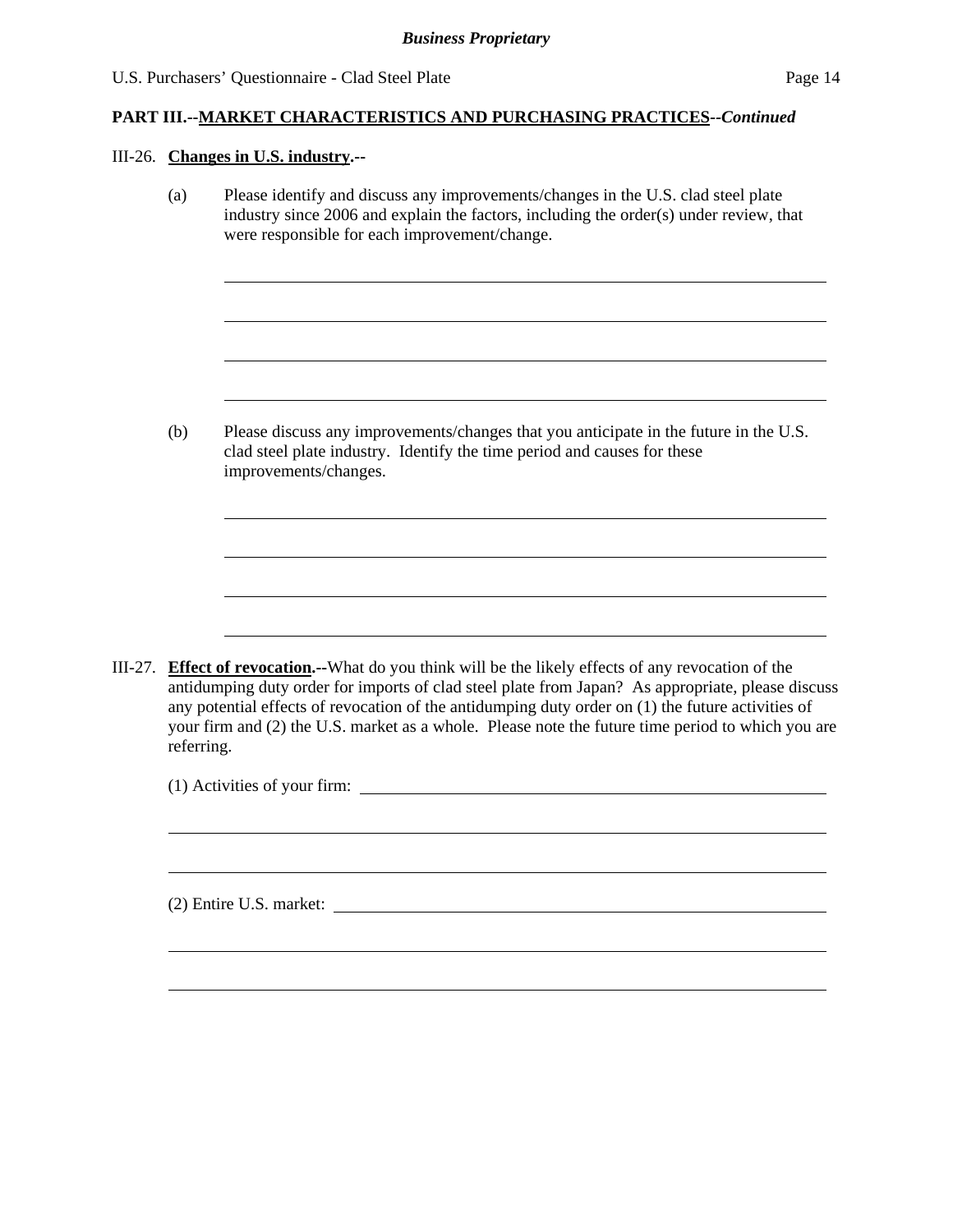**PART III.--MARKET CHARACTERISTICS AND PURCHASING PRACTICES--*Continued***

III-26. **Changes in U.S. industry.--**

(a) Please identify and discuss any improvements/changes in the U.S. clad steel plate industry since 2006 and explain the factors, including the order(s) under review, that were responsible for each improvement/change.

______________________________________________________________________

______________________________________________________________________

______________________________________________________________________

______________________________________________________________________

(b) Please discuss any improvements/changes that you anticipate in the future in the U.S. clad steel plate industry. Identify the time period and causes for these improvements/changes.

______________________________________________________________________

______________________________________________________________________

______________________________________________________________________

______________________________________________________________________

III-27. **Effect of revocation.--**What do you think will be the likely effects of any revocation of the antidumping duty order for imports of clad steel plate from Japan? As appropriate, please discuss any potential effects of revocation of the antidumping duty order on (1) the future activities of your firm and (2) the U.S. market as a whole. Please note the future time period to which you are referring.

(1) Activities of your firm: ______________________________________________

______________________________________________________________________

______________________________________________________________________

(2) Entire U.S. market: _________________________________________________

______________________________________________________________________

______________________________________________________________________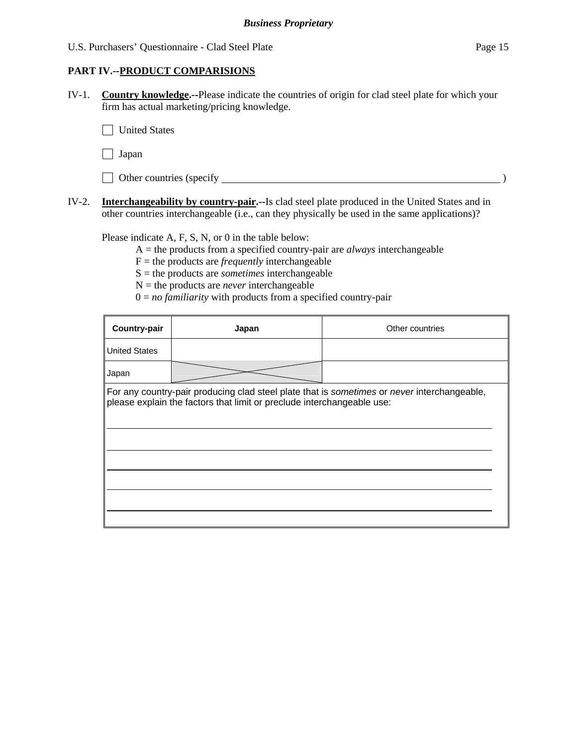**Business Proprietary**

## PART IV.--PRODUCT COMPARISIONS

IV-1. **Country knowledge.**--Please indicate the countries of origin for clad steel plate for which your firm has actual marketing/pricing knowledge.

☐ United States

☐ Japan

☐ Other countries (specify ________________________________________ )

IV-2. **Interchangeability by country-pair.**--Is clad steel plate produced in the United States and in other countries interchangeable (i.e., can they physically be used in the same applications)?

Please indicate A, F, S, N, or 0 in the table below:

A = the products from a specified country-pair are *always* interchangeable
F = the products are *frequently* interchangeable
S = the products are *sometimes* interchangeable
N = the products are *never* interchangeable
0 = *no familiarity* with products from a specified country-pair

| Country-pair | Japan | Other countries |
|---|---|---|
| United States | | |
| Japan | X | |

For any country-pair producing clad steel plate that is *sometimes* or *never* interchangeable, please explain the factors that limit or preclude interchangeable use:

______________________________________________________________________

______________________________________________________________________

______________________________________________________________________

______________________________________________________________________

______________________________________________________________________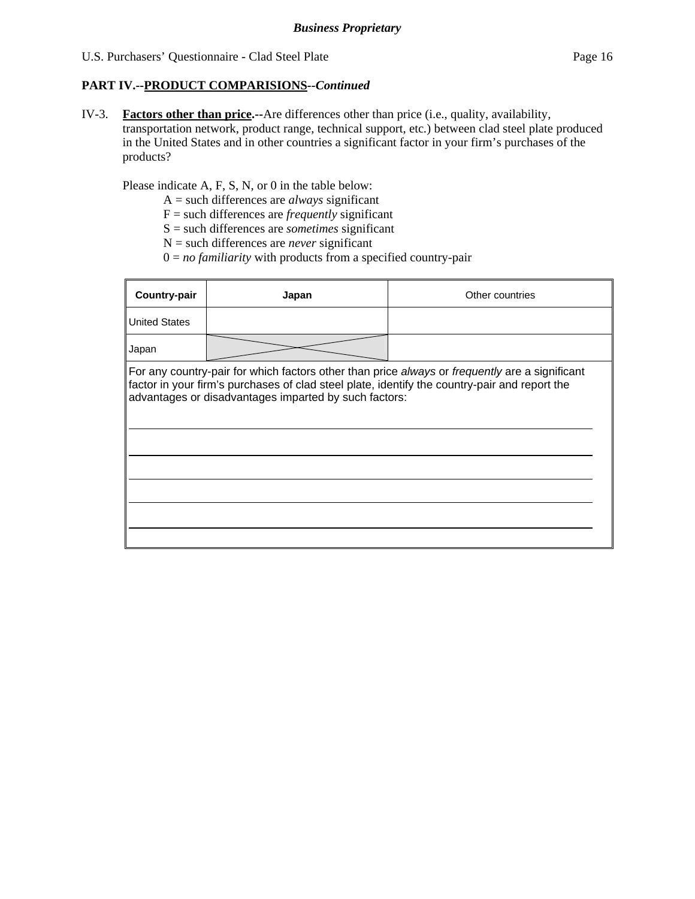**Business Proprietary**

U.S. Purchasers' Questionnaire - Clad Steel Plate

**PART IV.--PRODUCT COMPARISIONS--*Continued***

IV-3. **Factors other than price.--**Are differences other than price (i.e., quality, availability, transportation network, product range, technical support, etc.) between clad steel plate produced in the United States and in other countries a significant factor in your firm's purchases of the products?

Please indicate A, F, S, N, or 0 in the table below:

A = such differences are *always* significant
F = such differences are *frequently* significant
S = such differences are *sometimes* significant
N = such differences are *never* significant
0 = *no familiarity* with products from a specified country-pair

| **Country-pair** | **Japan** | Other countries |
|---|---|---|
| United States | | |
| Japan | X | |

For any country-pair for which factors other than price *always* or *frequently* are a significant factor in your firm's purchases of clad steel plate, identify the country-pair and report the advantages or disadvantages imparted by such factors:

______________________________________________________________

______________________________________________________________

______________________________________________________________

______________________________________________________________

______________________________________________________________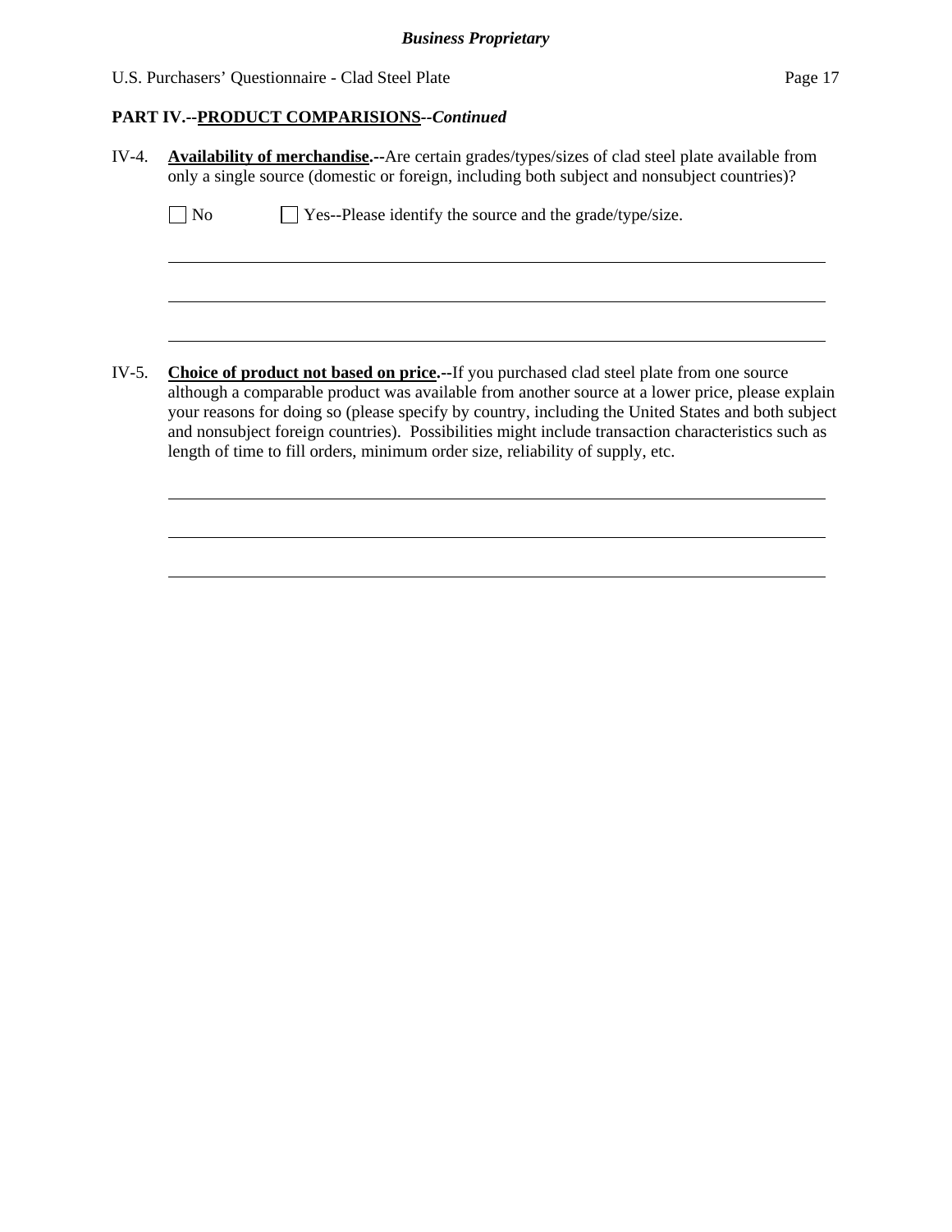**PART IV.--PRODUCT COMPARISIONS--*Continued***

IV-4. **Availability of merchandise.--**Are certain grades/types/sizes of clad steel plate available from only a single source (domestic or foreign, including both subject and nonsubject countries)?

☐ No ☐ Yes--Please identify the source and the grade/type/size.

______________________________________________________________________________

______________________________________________________________________________

______________________________________________________________________________

IV-5. **Choice of product not based on price.--**If you purchased clad steel plate from one source although a comparable product was available from another source at a lower price, please explain your reasons for doing so (please specify by country, including the United States and both subject and nonsubject foreign countries). Possibilities might include transaction characteristics such as length of time to fill orders, minimum order size, reliability of supply, etc.

______________________________________________________________________________

______________________________________________________________________________

______________________________________________________________________________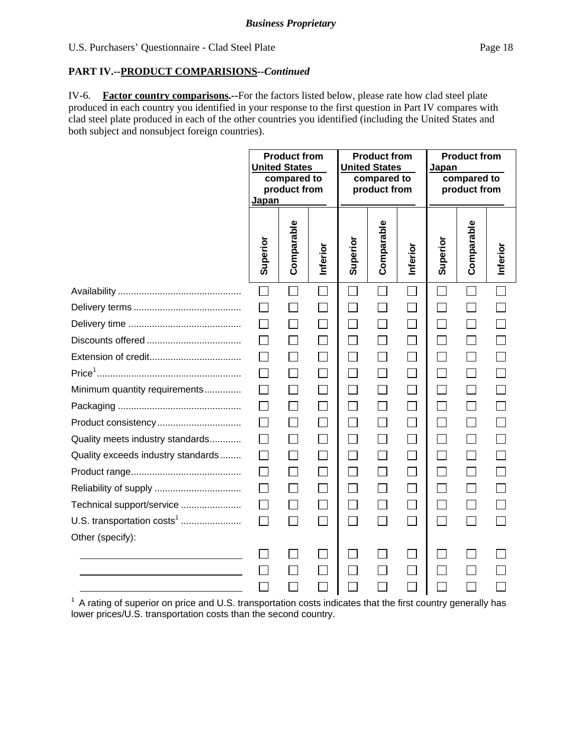*Business Proprietary*

U.S. Purchasers' Questionnaire - Clad Steel Plate

**PART IV.--PRODUCT COMPARISIONS--*Continued***

IV-6. **Factor country comparisons.--**For the factors listed below, please rate how clad steel plate produced in each country you identified in your response to the first question in Part IV compares with clad steel plate produced in each of the other countries you identified (including the United States and both subject and nonsubject foreign countries).

| | Product from United States compared to product from Japan | | | Product from United States compared to product from ______ | | | Product from Japan compared to product from ______ | | |
|---|---|---|---|---|---|---|---|---|---|
| | Superior | Comparable | Inferior | Superior | Comparable | Inferior | Superior | Comparable | Inferior |
| Availability | ☐ | ☐ | ☐ | ☐ | ☐ | ☐ | ☐ | ☐ | ☐ |
| Delivery terms | ☐ | ☐ | ☐ | ☐ | ☐ | ☐ | ☐ | ☐ | ☐ |
| Delivery time | ☐ | ☐ | ☐ | ☐ | ☐ | ☐ | ☐ | ☐ | ☐ |
| Discounts offered | ☐ | ☐ | ☐ | ☐ | ☐ | ☐ | ☐ | ☐ | ☐ |
| Extension of credit | ☐ | ☐ | ☐ | ☐ | ☐ | ☐ | ☐ | ☐ | ☐ |
| Price[1] | ☐ | ☐ | ☐ | ☐ | ☐ | ☐ | ☐ | ☐ | ☐ |
| Minimum quantity requirements | ☐ | ☐ | ☐ | ☐ | ☐ | ☐ | ☐ | ☐ | ☐ |
| Packaging | ☐ | ☐ | ☐ | ☐ | ☐ | ☐ | ☐ | ☐ | ☐ |
| Product consistency | ☐ | ☐ | ☐ | ☐ | ☐ | ☐ | ☐ | ☐ | ☐ |
| Quality meets industry standards | ☐ | ☐ | ☐ | ☐ | ☐ | ☐ | ☐ | ☐ | ☐ |
| Quality exceeds industry standards | ☐ | ☐ | ☐ | ☐ | ☐ | ☐ | ☐ | ☐ | ☐ |
| Product range | ☐ | ☐ | ☐ | ☐ | ☐ | ☐ | ☐ | ☐ | ☐ |
| Reliability of supply | ☐ | ☐ | ☐ | ☐ | ☐ | ☐ | ☐ | ☐ | ☐ |
| Technical support/service | ☐ | ☐ | ☐ | ☐ | ☐ | ☐ | ☐ | ☐ | ☐ |
| U.S. transportation costs[1] | ☐ | ☐ | ☐ | ☐ | ☐ | ☐ | ☐ | ☐ | ☐ |
| Other (specify): | | | | | | | | | |
| ______ | ☐ | ☐ | ☐ | ☐ | ☐ | ☐ | ☐ | ☐ | ☐ |
| ______ | ☐ | ☐ | ☐ | ☐ | ☐ | ☐ | ☐ | ☐ | ☐ |
| ______ | ☐ | ☐ | ☐ | ☐ | ☐ | ☐ | ☐ | ☐ | ☐ |

[1] A rating of superior on price and U.S. transportation costs indicates that the first country generally has lower prices/U.S. transportation costs than the second country.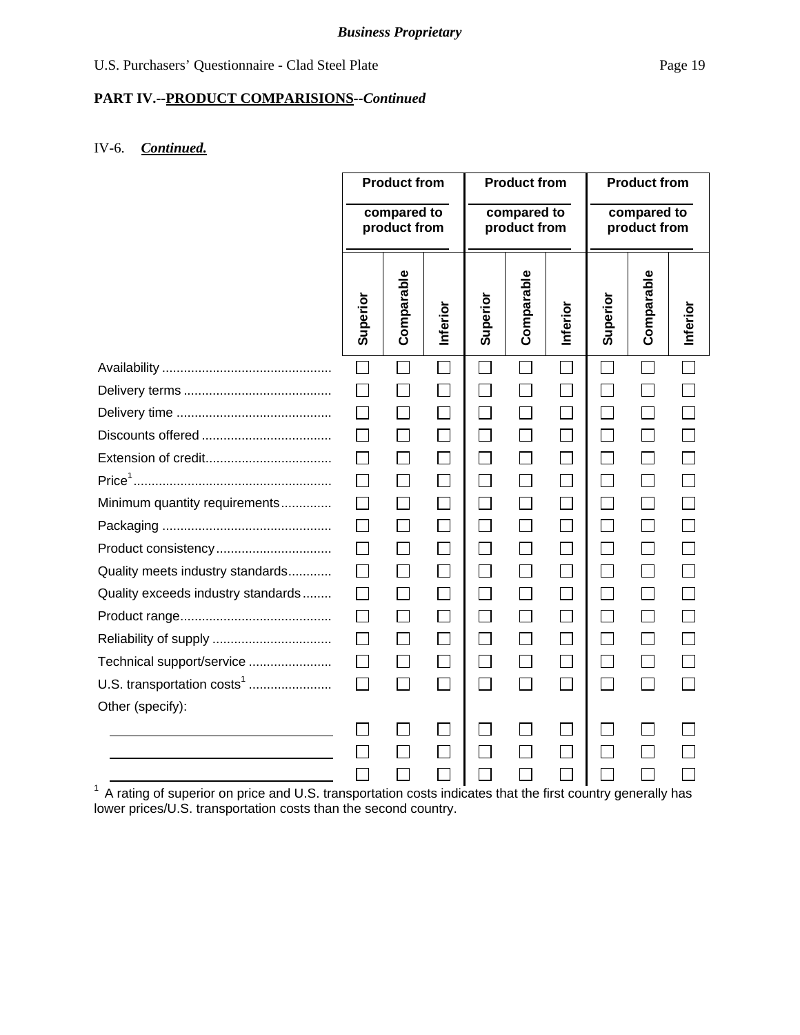*Business Proprietary*

U.S. Purchasers' Questionnaire - Clad Steel Plate

**PART IV.--PRODUCT COMPARISIONS--*Continued***

IV-6. ***Continued.***

| | Product from ______ compared to product from ______ | | | Product from ______ compared to product from ______ | | | Product from ______ compared to product from ______ | | |
|---|---|---|---|---|---|---|---|---|---|
| | Superior | Comparable | Inferior | Superior | Comparable | Inferior | Superior | Comparable | Inferior |
| Availability | ☐ | ☐ | ☐ | ☐ | ☐ | ☐ | ☐ | ☐ | ☐ |
| Delivery terms | ☐ | ☐ | ☐ | ☐ | ☐ | ☐ | ☐ | ☐ | ☐ |
| Delivery time | ☐ | ☐ | ☐ | ☐ | ☐ | ☐ | ☐ | ☐ | ☐ |
| Discounts offered | ☐ | ☐ | ☐ | ☐ | ☐ | ☐ | ☐ | ☐ | ☐ |
| Extension of credit | ☐ | ☐ | ☐ | ☐ | ☐ | ☐ | ☐ | ☐ | ☐ |
| Price[1] | ☐ | ☐ | ☐ | ☐ | ☐ | ☐ | ☐ | ☐ | ☐ |
| Minimum quantity requirements | ☐ | ☐ | ☐ | ☐ | ☐ | ☐ | ☐ | ☐ | ☐ |
| Packaging | ☐ | ☐ | ☐ | ☐ | ☐ | ☐ | ☐ | ☐ | ☐ |
| Product consistency | ☐ | ☐ | ☐ | ☐ | ☐ | ☐ | ☐ | ☐ | ☐ |
| Quality meets industry standards | ☐ | ☐ | ☐ | ☐ | ☐ | ☐ | ☐ | ☐ | ☐ |
| Quality exceeds industry standards | ☐ | ☐ | ☐ | ☐ | ☐ | ☐ | ☐ | ☐ | ☐ |
| Product range | ☐ | ☐ | ☐ | ☐ | ☐ | ☐ | ☐ | ☐ | ☐ |
| Reliability of supply | ☐ | ☐ | ☐ | ☐ | ☐ | ☐ | ☐ | ☐ | ☐ |
| Technical support/service | ☐ | ☐ | ☐ | ☐ | ☐ | ☐ | ☐ | ☐ | ☐ |
| U.S. transportation costs[1] | ☐ | ☐ | ☐ | ☐ | ☐ | ☐ | ☐ | ☐ | ☐ |
| Other (specify): | | | | | | | | | |
| ______ | ☐ | ☐ | ☐ | ☐ | ☐ | ☐ | ☐ | ☐ | ☐ |
| ______ | ☐ | ☐ | ☐ | ☐ | ☐ | ☐ | ☐ | ☐ | ☐ |
| ______ | ☐ | ☐ | ☐ | ☐ | ☐ | ☐ | ☐ | ☐ | ☐ |

[1] A rating of superior on price and U.S. transportation costs indicates that the first country generally has lower prices/U.S. transportation costs than the second country.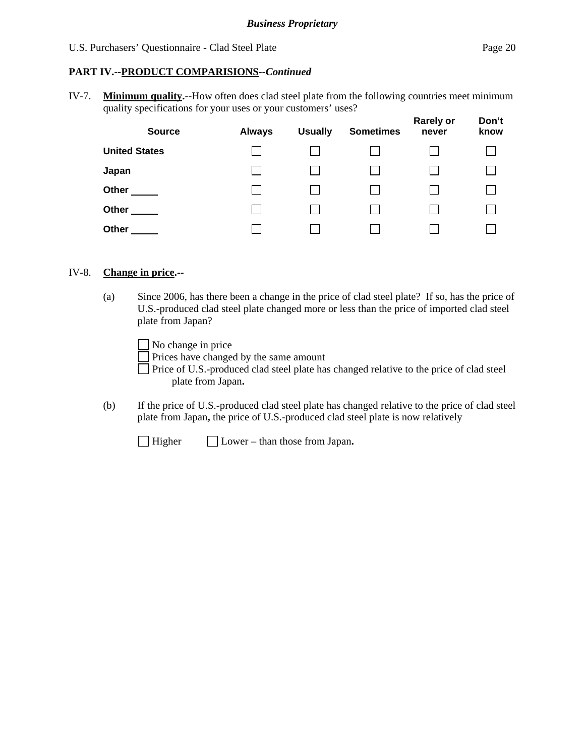**PART IV.--PRODUCT COMPARISIONS--*Continued***

IV-7. **Minimum quality.--**How often does clad steel plate from the following countries meet minimum quality specifications for your uses or your customers' uses?

| Source | Always | Usually | Sometimes | Rarely or never | Don't know |
|---|---|---|---|---|---|
| **United States** | ☐ | ☐ | ☐ | ☐ | ☐ |
| **Japan** | ☐ | ☐ | ☐ | ☐ | ☐ |
| **Other** _____ | ☐ | ☐ | ☐ | ☐ | ☐ |
| **Other** _____ | ☐ | ☐ | ☐ | ☐ | ☐ |
| **Other** _____ | ☐ | ☐ | ☐ | ☐ | ☐ |

IV-8. **Change in price.--**

(a) Since 2006, has there been a change in the price of clad steel plate? If so, has the price of U.S.-produced clad steel plate changed more or less than the price of imported clad steel plate from Japan?

☐ No change in price
☐ Prices have changed by the same amount
☐ Price of U.S.-produced clad steel plate has changed relative to the price of clad steel plate from Japan**.**

(b) If the price of U.S.-produced clad steel plate has changed relative to the price of clad steel plate from Japan**,** the price of U.S.-produced clad steel plate is now relatively

☐ Higher ☐ Lower – than those from Japan**.**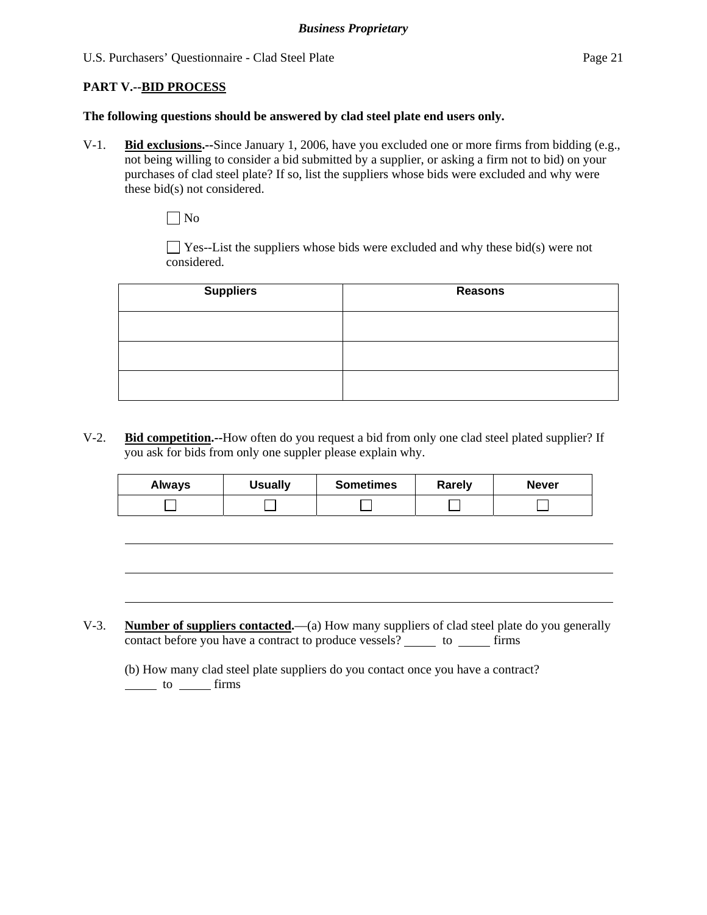**PART V.--<u>BID PROCESS</u>**

**The following questions should be answered by clad steel plate end users only.**

V-1. **<u>Bid exclusions</u>.--**Since January 1, 2006, have you excluded one or more firms from bidding (e.g., not being willing to consider a bid submitted by a supplier, or asking a firm not to bid) on your purchases of clad steel plate? If so, list the suppliers whose bids were excluded and why were these bid(s) not considered.

☐ No

☐ Yes--List the suppliers whose bids were excluded and why these bid(s) were not considered.

| Suppliers | Reasons |
|---|---|
| | |
| | |
| | |

V-2. **<u>Bid competition</u>.--**How often do you request a bid from only one clad steel plated supplier? If you ask for bids from only one suppler please explain why.

| Always | Usually | Sometimes | Rarely | Never |
|---|---|---|---|---|
| ☐ | ☐ | ☐ | ☐ | ☐ |

______________________________________________________________________

______________________________________________________________________

______________________________________________________________________

V-3. **<u>Number of suppliers contacted</u>.**—(a) How many suppliers of clad steel plate do you generally contact before you have a contract to produce vessels? _____ to _____ firms

(b) How many clad steel plate suppliers do you contact once you have a contract? _____ to _____ firms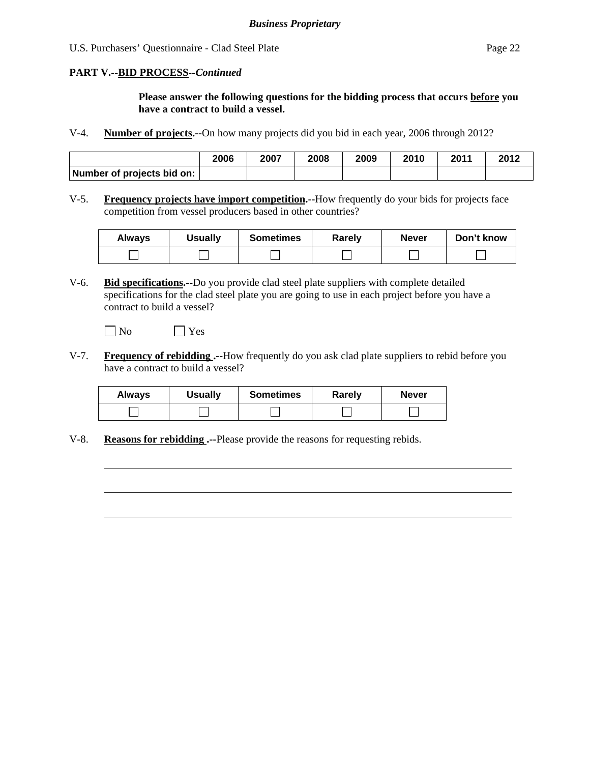**PART V.--BID PROCESS--*Continued***

**Please answer the following questions for the bidding process that occurs before you have a contract to build a vessel.**

V-4. **Number of projects.--**On how many projects did you bid in each year, 2006 through 2012?

| | 2006 | 2007 | 2008 | 2009 | 2010 | 2011 | 2012 |
|---|---|---|---|---|---|---|---|
| Number of projects bid on: | | | | | | | |

V-5. **Frequency projects have import competition.--**How frequently do your bids for projects face competition from vessel producers based in other countries?

| Always | Usually | Sometimes | Rarely | Never | Don't know |
|---|---|---|---|---|---|
| ☐ | ☐ | ☐ | ☐ | ☐ | ☐ |

V-6. **Bid specifications.--**Do you provide clad steel plate suppliers with complete detailed specifications for the clad steel plate you are going to use in each project before you have a contract to build a vessel?

☐ No ☐ Yes

V-7. **Frequency of rebidding .--**How frequently do you ask clad plate suppliers to rebid before you have a contract to build a vessel?

| Always | Usually | Sometimes | Rarely | Never |
|---|---|---|---|---|
| ☐ | ☐ | ☐ | ☐ | ☐ |

V-8. **Reasons for rebidding .--**Please provide the reasons for requesting rebids.

___

___

___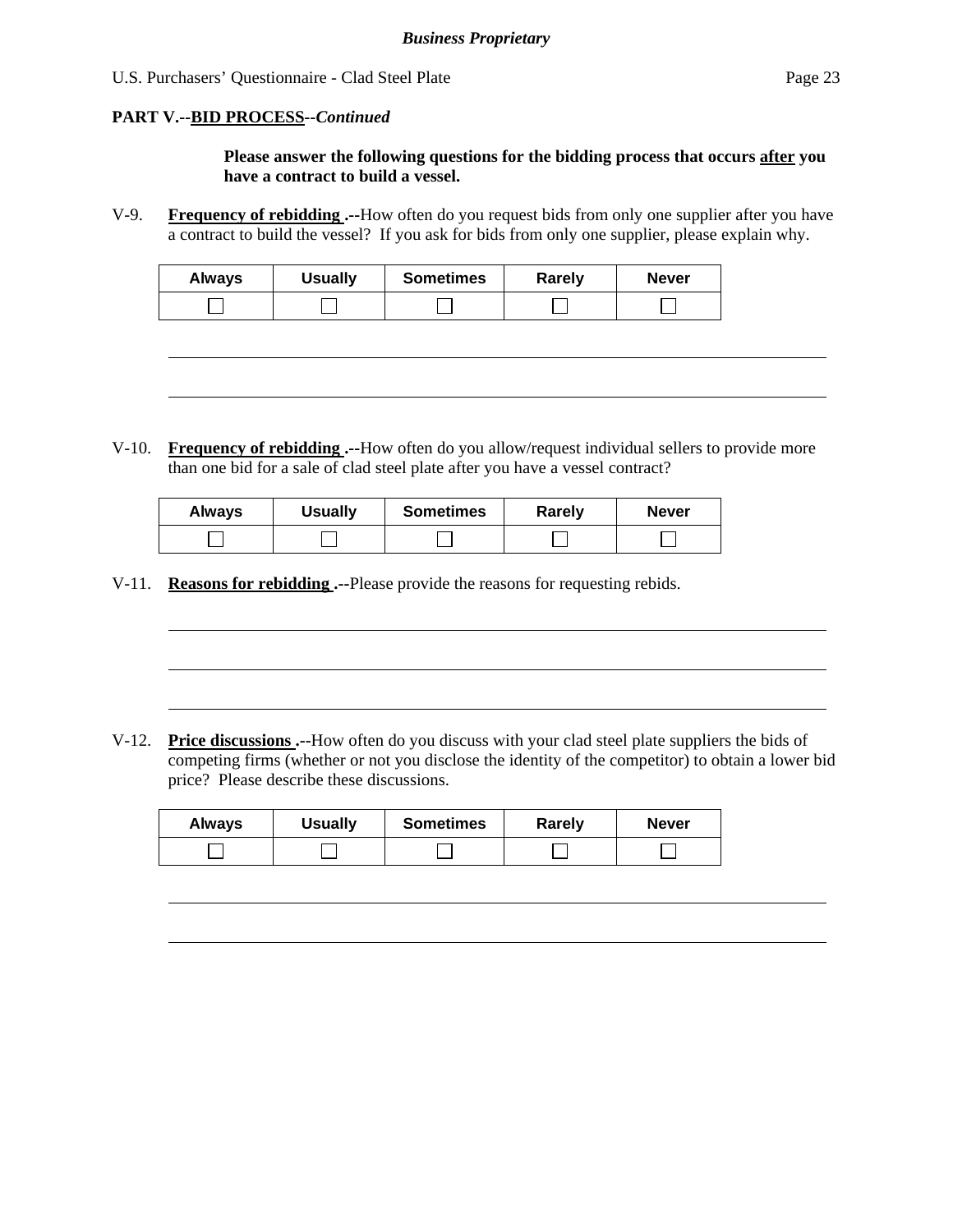**PART V.--BID PROCESS--*Continued***

**Please answer the following questions for the bidding process that occurs after you have a contract to build a vessel.**

V-9. **Frequency of rebidding .--**How often do you request bids from only one supplier after you have a contract to build the vessel? If you ask for bids from only one supplier, please explain why.

| Always | Usually | Sometimes | Rarely | Never |
|---|---|---|---|---|
| ☐ | ☐ | ☐ | ☐ | ☐ |

\_\_\_\_\_\_\_\_\_\_\_\_\_\_\_\_\_\_\_\_\_\_\_\_\_\_\_\_\_\_\_\_\_\_\_\_\_\_\_\_\_\_\_\_\_\_\_\_\_\_\_\_\_\_\_\_\_\_\_\_

\_\_\_\_\_\_\_\_\_\_\_\_\_\_\_\_\_\_\_\_\_\_\_\_\_\_\_\_\_\_\_\_\_\_\_\_\_\_\_\_\_\_\_\_\_\_\_\_\_\_\_\_\_\_\_\_\_\_\_\_

V-10. **Frequency of rebidding .--**How often do you allow/request individual sellers to provide more than one bid for a sale of clad steel plate after you have a vessel contract?

| Always | Usually | Sometimes | Rarely | Never |
|---|---|---|---|---|
| ☐ | ☐ | ☐ | ☐ | ☐ |

V-11. **Reasons for rebidding .--**Please provide the reasons for requesting rebids.

\_\_\_\_\_\_\_\_\_\_\_\_\_\_\_\_\_\_\_\_\_\_\_\_\_\_\_\_\_\_\_\_\_\_\_\_\_\_\_\_\_\_\_\_\_\_\_\_\_\_\_\_\_\_\_\_\_\_\_\_

\_\_\_\_\_\_\_\_\_\_\_\_\_\_\_\_\_\_\_\_\_\_\_\_\_\_\_\_\_\_\_\_\_\_\_\_\_\_\_\_\_\_\_\_\_\_\_\_\_\_\_\_\_\_\_\_\_\_\_\_

\_\_\_\_\_\_\_\_\_\_\_\_\_\_\_\_\_\_\_\_\_\_\_\_\_\_\_\_\_\_\_\_\_\_\_\_\_\_\_\_\_\_\_\_\_\_\_\_\_\_\_\_\_\_\_\_\_\_\_\_

V-12. **Price discussions .--**How often do you discuss with your clad steel plate suppliers the bids of competing firms (whether or not you disclose the identity of the competitor) to obtain a lower bid price? Please describe these discussions.

| Always | Usually | Sometimes | Rarely | Never |
|---|---|---|---|---|
| ☐ | ☐ | ☐ | ☐ | ☐ |

\_\_\_\_\_\_\_\_\_\_\_\_\_\_\_\_\_\_\_\_\_\_\_\_\_\_\_\_\_\_\_\_\_\_\_\_\_\_\_\_\_\_\_\_\_\_\_\_\_\_\_\_\_\_\_\_\_\_\_\_

\_\_\_\_\_\_\_\_\_\_\_\_\_\_\_\_\_\_\_\_\_\_\_\_\_\_\_\_\_\_\_\_\_\_\_\_\_\_\_\_\_\_\_\_\_\_\_\_\_\_\_\_\_\_\_\_\_\_\_\_